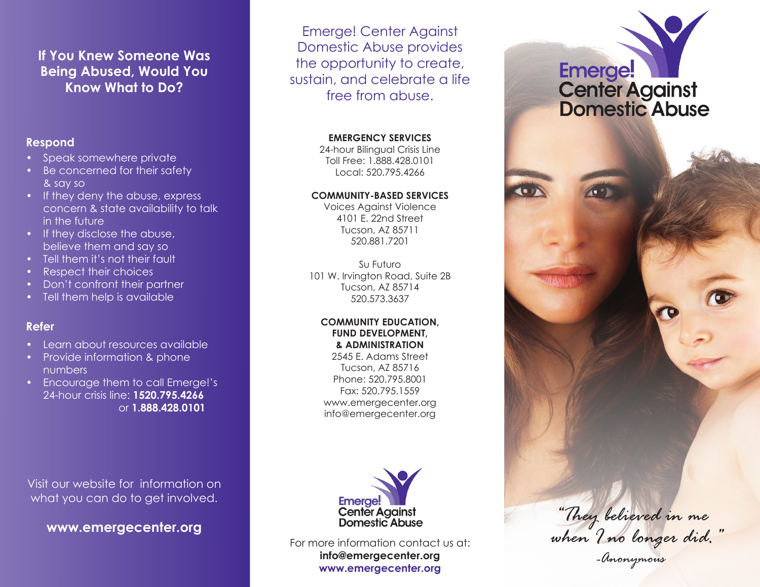## If You Knew Someone Was Being Abused, Would You Know What to Do?

### Respond

- Speak somewhere private
- Be concerned for their safety & say so
- If they deny the abuse, express concern & state availability to talk in the future
- If they disclose the abuse, believe them and say so
- Tell them it's not their fault
- Respect their choices
- Don't confront their partner
- Tell them help is available

### Refer

- Learn about resources available
- Provide information & phone numbers
- Encourage them to call Emerge!'s 24-hour crisis line: **1520.795.4266** or **1.888.428.0101**

Visit our website for information on what you can do to get involved.

**www.emergecenter.org**

Emerge! Center Against Domestic Abuse provides the opportunity to create, sustain, and celebrate a life free from abuse.

**EMERGENCY SERVICES**
24-hour Bilingual Crisis Line
Toll Free: 1.888.428.0101
Local: 520.795.4266

**COMMUNITY-BASED SERVICES**
Voices Against Violence
4101 E. 22nd Street
Tucson, AZ 85711
520.881.7201

Su Futuro
101 W. Irvington Road, Suite 2B
Tucson, AZ 85714
520.573.3637

**COMMUNITY EDUCATION, FUND DEVELOPMENT, & ADMINISTRATION**
2545 E. Adams Street
Tucson, AZ 85716
Phone: 520.795.8001
Fax: 520.795.1559
www.emergecenter.org
info@emergecenter.org

Emerge! Center Against Domestic Abuse

For more information contact us at:
**info@emergecenter.org**
**www.emergecenter.org**

# Emerge! Center Against Domestic Abuse

*"They believed in me when I no longer did."*

*-Anonymous*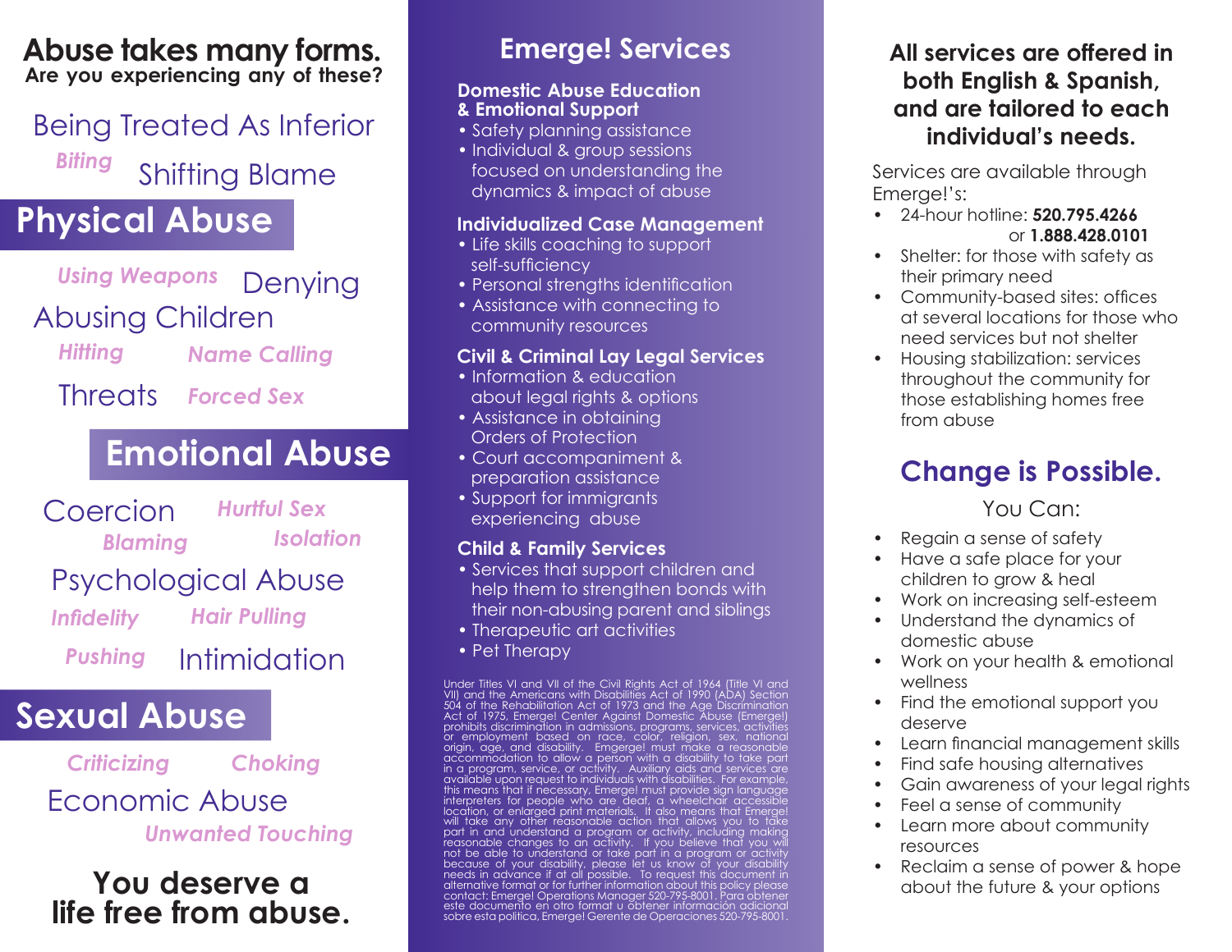# Abuse takes many forms.

**Are you experiencing any of these?**

Being Treated As Inferior

*Biting*

Shifting Blame

## Physical Abuse

*Using Weapons*

Denying

Abusing Children

*Hitting*

*Name Calling*

Threats

*Forced Sex*

## Emotional Abuse

Coercion

*Hurtful Sex*

*Blaming*

*Isolation*

Psychological Abuse

*Infidelity*

*Hair Pulling*

*Pushing*

Intimidation

## Sexual Abuse

*Criticizing*

*Choking*

Economic Abuse

*Unwanted Touching*

**You deserve a life free from abuse.**

# Emerge! Services

### Domestic Abuse Education & Emotional Support

- Safety planning assistance
- Individual & group sessions focused on understanding the dynamics & impact of abuse

### Individualized Case Management

- Life skills coaching to support self-sufficiency
- Personal strengths identification
- Assistance with connecting to community resources

### Civil & Criminal Lay Legal Services

- Information & education about legal rights & options
- Assistance in obtaining Orders of Protection
- Court accompaniment & preparation assistance
- Support for immigrants experiencing abuse

### Child & Family Services

- Services that support children and help them to strengthen bonds with their non-abusing parent and siblings
- Therapeutic art activities
- Pet Therapy

Under Titles VI and VII of the Civil Rights Act of 1964 (Title VI and VII) and the Americans with Disabilities Act of 1990 (ADA) Section 504 of the Rehabilitation Act of 1973 and the Age Discrimination Act of 1975, Emerge! Center Against Domestic Abuse (Emerge!) prohibits discrimination in admissions, programs, services, activities or employment based on race, color, religion, sex, national origin, age, and disability. Emerge! must make a reasonable accommodation to allow a person with a disability to take part in a program, service, or activity. Auxiliary aids and services are available upon request to individuals with disabilities. For example, this means that if necessary, Emerge! must provide sign language interpreters for people who are deaf, a wheelchair accessible location, or enlarged print materials. It also means that Emerge! will take any other reasonable action that allows you to take part in and understand a program or activity, including making reasonable changes to an activity. If you believe that you will not be able to understand or take part in a program or activity because of your disability, please let us know of your disability needs in advance if at all possible. To request this document in alternative format or for further information about this policy please contact: Emerge! Operations Manager 520-795-8001. Para obtener este documento en otro format u obtener información adicional sobre esta politica, Emerge! Gerente de Operaciones 520-795-8001.

**All services are offered in both English & Spanish, and are tailored to each individual's needs.**

Services are available through Emerge!'s:

- 24-hour hotline: **520.795.4266** or **1.888.428.0101**
- Shelter: for those with safety as their primary need
- Community-based sites: offices at several locations for those who need services but not shelter
- Housing stabilization: services throughout the community for those establishing homes free from abuse

## Change is Possible.

You Can:

- Regain a sense of safety
- Have a safe place for your children to grow & heal
- Work on increasing self-esteem
- Understand the dynamics of domestic abuse
- Work on your health & emotional wellness
- Find the emotional support you deserve
- Learn financial management skills
- Find safe housing alternatives
- Gain awareness of your legal rights
- Feel a sense of community
- Learn more about community resources
- Reclaim a sense of power & hope about the future & your options